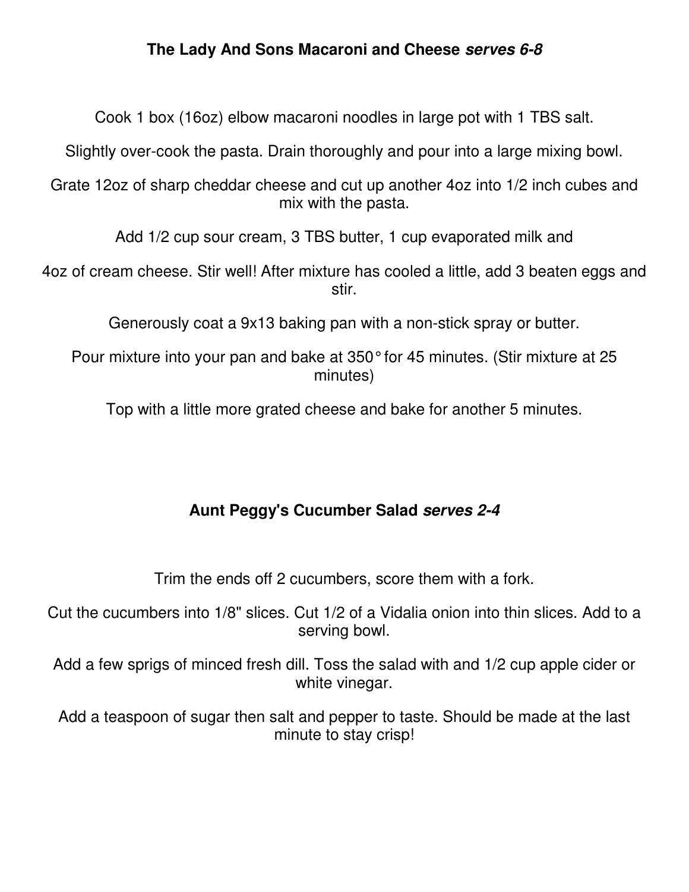## The Lady And Sons Macaroni and Cheese *serves 6-8*

Cook 1 box (16oz) elbow macaroni noodles in large pot with 1 TBS salt.

Slightly over-cook the pasta. Drain thoroughly and pour into a large mixing bowl.

Grate 12oz of sharp cheddar cheese and cut up another 4oz into 1/2 inch cubes and mix with the pasta.

Add 1/2 cup sour cream, 3 TBS butter, 1 cup evaporated milk and

4oz of cream cheese. Stir well! After mixture has cooled a little, add 3 beaten eggs and stir.

Generously coat a 9x13 baking pan with a non-stick spray or butter.

Pour mixture into your pan and bake at 350° for 45 minutes. (Stir mixture at 25 minutes)

Top with a little more grated cheese and bake for another 5 minutes.

## Aunt Peggy's Cucumber Salad *serves 2-4*

Trim the ends off 2 cucumbers, score them with a fork.

Cut the cucumbers into 1/8" slices. Cut 1/2 of a Vidalia onion into thin slices. Add to a serving bowl.

Add a few sprigs of minced fresh dill. Toss the salad with and 1/2 cup apple cider or white vinegar.

Add a teaspoon of sugar then salt and pepper to taste. Should be made at the last minute to stay crisp!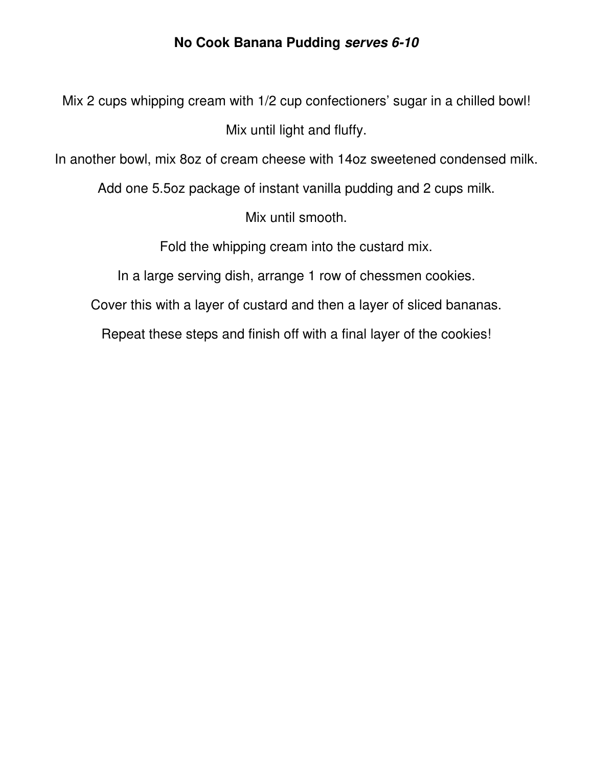# No Cook Banana Pudding ***serves 6-10***

Mix 2 cups whipping cream with 1/2 cup confectioners' sugar in a chilled bowl!

Mix until light and fluffy.

In another bowl, mix 8oz of cream cheese with 14oz sweetened condensed milk.

Add one 5.5oz package of instant vanilla pudding and 2 cups milk.

Mix until smooth.

Fold the whipping cream into the custard mix.

In a large serving dish, arrange 1 row of chessmen cookies.

Cover this with a layer of custard and then a layer of sliced bananas.

Repeat these steps and finish off with a final layer of the cookies!